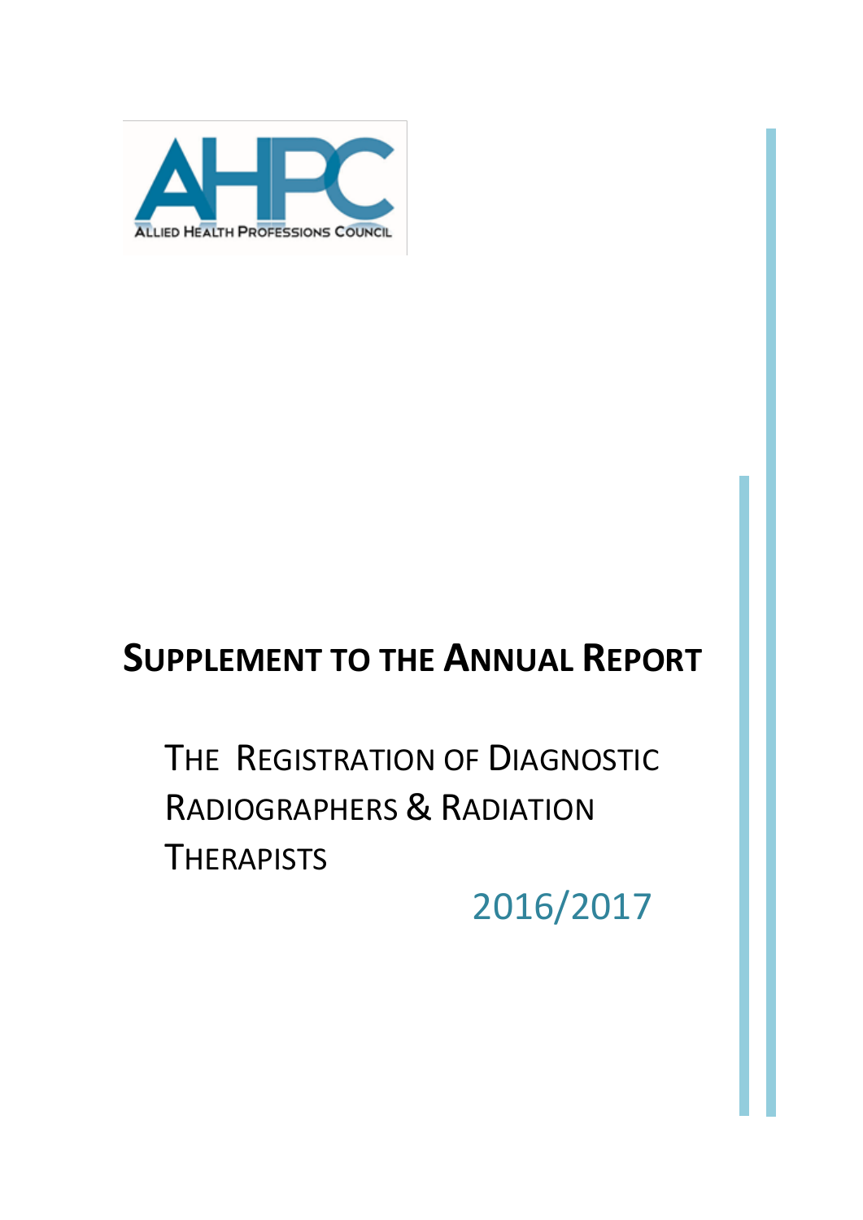AHPC

ALLIED HEALTH PROFESSIONS COUNCIL

# SUPPLEMENT TO THE ANNUAL REPORT

## THE REGISTRATION OF DIAGNOSTIC RADIOGRAPHERS & RADIATION THERAPISTS

2016/2017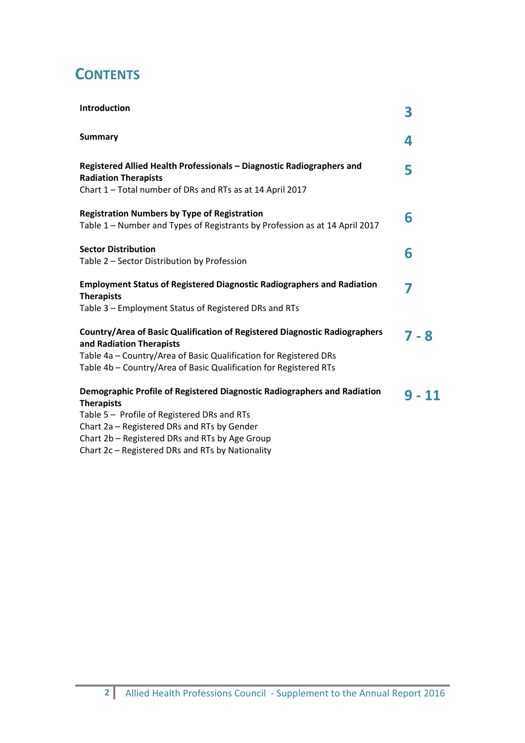# CONTENTS

| | |
|---|---|
| **Introduction** | **3** |
| **Summary** | **4** |
| **Registered Allied Health Professionals – Diagnostic Radiographers and Radiation Therapists**<br>Chart 1 – Total number of DRs and RTs as at 14 April 2017 | **5** |
| **Registration Numbers by Type of Registration**<br>Table 1 – Number and Types of Registrants by Profession as at 14 April 2017 | **6** |
| **Sector Distribution**<br>Table 2 – Sector Distribution by Profession | **6** |
| **Employment Status of Registered Diagnostic Radiographers and Radiation Therapists**<br>Table 3 – Employment Status of Registered DRs and RTs | **7** |
| **Country/Area of Basic Qualification of Registered Diagnostic Radiographers and Radiation Therapists**<br>Table 4a – Country/Area of Basic Qualification for Registered DRs<br>Table 4b – Country/Area of Basic Qualification for Registered RTs | **7 - 8** |
| **Demographic Profile of Registered Diagnostic Radiographers and Radiation Therapists**<br>Table 5 – Profile of Registered DRs and RTs<br>Chart 2a – Registered DRs and RTs by Gender<br>Chart 2b – Registered DRs and RTs by Age Group<br>Chart 2c – Registered DRs and RTs by Nationality | **9 - 11** |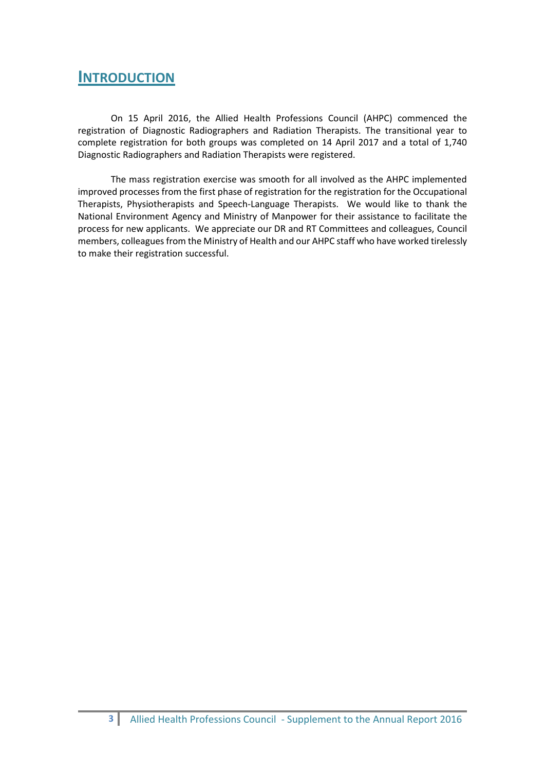# INTRODUCTION

On 15 April 2016, the Allied Health Professions Council (AHPC) commenced the registration of Diagnostic Radiographers and Radiation Therapists. The transitional year to complete registration for both groups was completed on 14 April 2017 and a total of 1,740 Diagnostic Radiographers and Radiation Therapists were registered.

The mass registration exercise was smooth for all involved as the AHPC implemented improved processes from the first phase of registration for the registration for the Occupational Therapists, Physiotherapists and Speech-Language Therapists. We would like to thank the National Environment Agency and Ministry of Manpower for their assistance to facilitate the process for new applicants. We appreciate our DR and RT Committees and colleagues, Council members, colleagues from the Ministry of Health and our AHPC staff who have worked tirelessly to make their registration successful.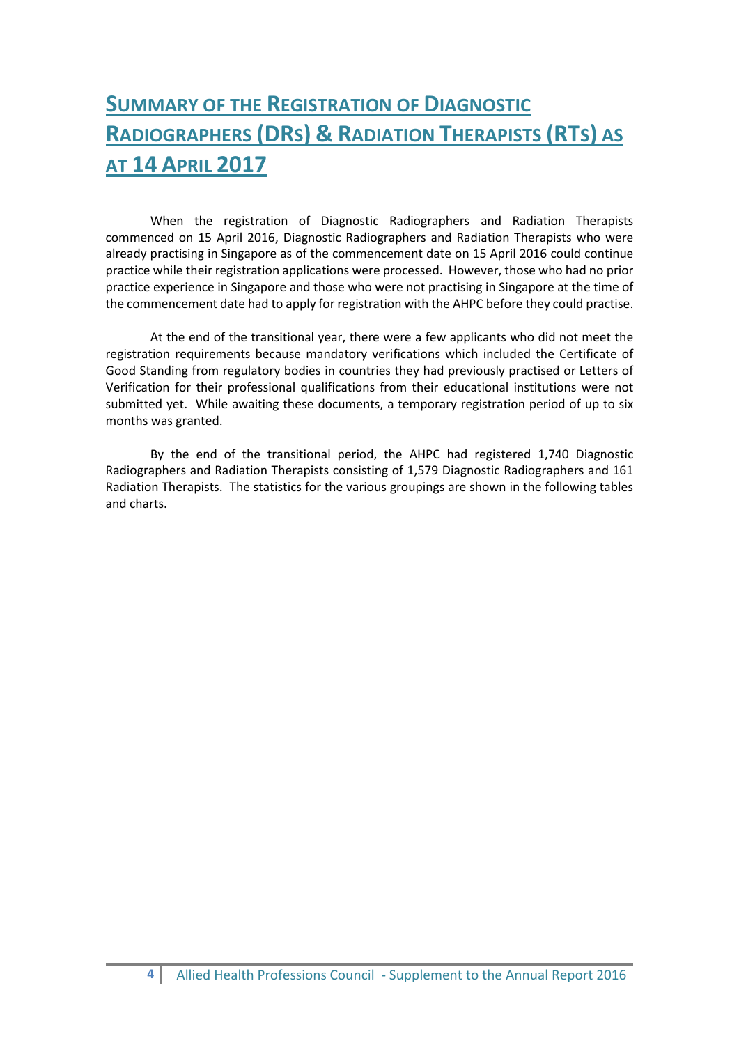# SUMMARY OF THE REGISTRATION OF DIAGNOSTIC RADIOGRAPHERS (DRS) & RADIATION THERAPISTS (RTS) AS AT 14 APRIL 2017

When the registration of Diagnostic Radiographers and Radiation Therapists commenced on 15 April 2016, Diagnostic Radiographers and Radiation Therapists who were already practising in Singapore as of the commencement date on 15 April 2016 could continue practice while their registration applications were processed. However, those who had no prior practice experience in Singapore and those who were not practising in Singapore at the time of the commencement date had to apply for registration with the AHPC before they could practise.

At the end of the transitional year, there were a few applicants who did not meet the registration requirements because mandatory verifications which included the Certificate of Good Standing from regulatory bodies in countries they had previously practised or Letters of Verification for their professional qualifications from their educational institutions were not submitted yet. While awaiting these documents, a temporary registration period of up to six months was granted.

By the end of the transitional period, the AHPC had registered 1,740 Diagnostic Radiographers and Radiation Therapists consisting of 1,579 Diagnostic Radiographers and 161 Radiation Therapists. The statistics for the various groupings are shown in the following tables and charts.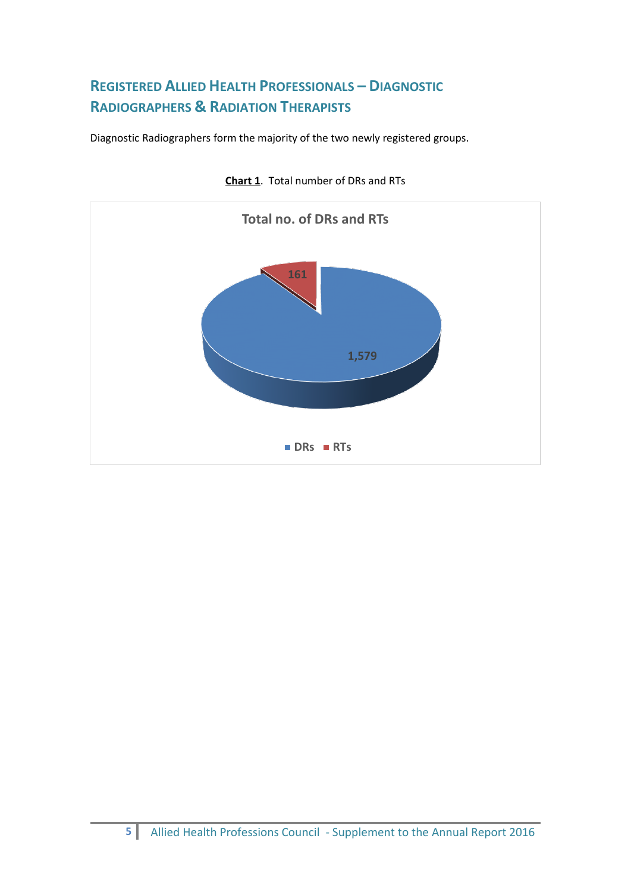## Registered Allied Health Professionals – Diagnostic Radiographers & Radiation Therapists

Diagnostic Radiographers form the majority of the two newly registered groups.

**Chart 1**. Total number of DRs and RTs

Total no. of DRs and RTs

| | Number |
|---|---|
| DRs | 1,579 |
| RTs | 161 |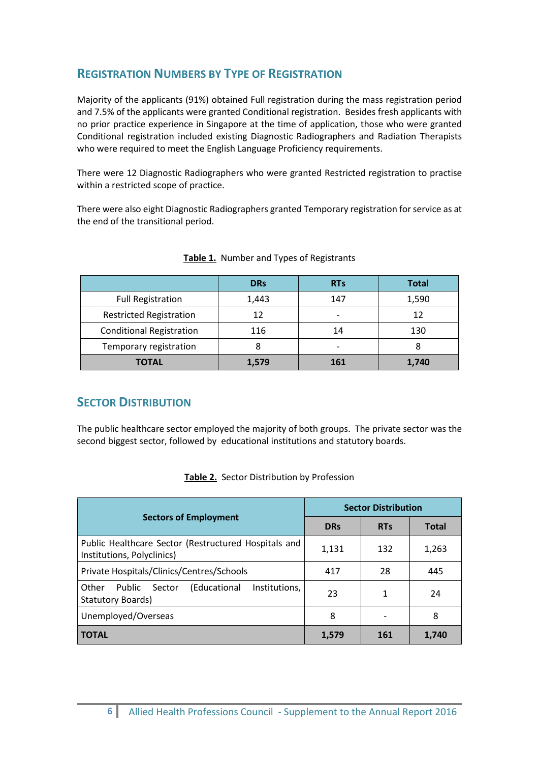## Registration Numbers by Type of Registration

Majority of the applicants (91%) obtained Full registration during the mass registration period and 7.5% of the applicants were granted Conditional registration. Besides fresh applicants with no prior practice experience in Singapore at the time of application, those who were granted Conditional registration included existing Diagnostic Radiographers and Radiation Therapists who were required to meet the English Language Proficiency requirements.

There were 12 Diagnostic Radiographers who were granted Restricted registration to practise within a restricted scope of practice.

There were also eight Diagnostic Radiographers granted Temporary registration for service as at the end of the transitional period.

**Table 1.** Number and Types of Registrants

| | DRs | RTs | Total |
|---|---|---|---|
| Full Registration | 1,443 | 147 | 1,590 |
| Restricted Registration | 12 | - | 12 |
| Conditional Registration | 116 | 14 | 130 |
| Temporary registration | 8 | - | 8 |
| **TOTAL** | **1,579** | **161** | **1,740** |

## Sector Distribution

The public healthcare sector employed the majority of both groups. The private sector was the second biggest sector, followed by educational institutions and statutory boards.

**Table 2.** Sector Distribution by Profession

| Sectors of Employment | Sector Distribution | | |
|---|---|---|---|
| | DRs | RTs | Total |
| Public Healthcare Sector (Restructured Hospitals and Institutions, Polyclinics) | 1,131 | 132 | 1,263 |
| Private Hospitals/Clinics/Centres/Schools | 417 | 28 | 445 |
| Other Public Sector (Educational Institutions, Statutory Boards) | 23 | 1 | 24 |
| Unemployed/Overseas | 8 | - | 8 |
| **TOTAL** | **1,579** | **161** | **1,740** |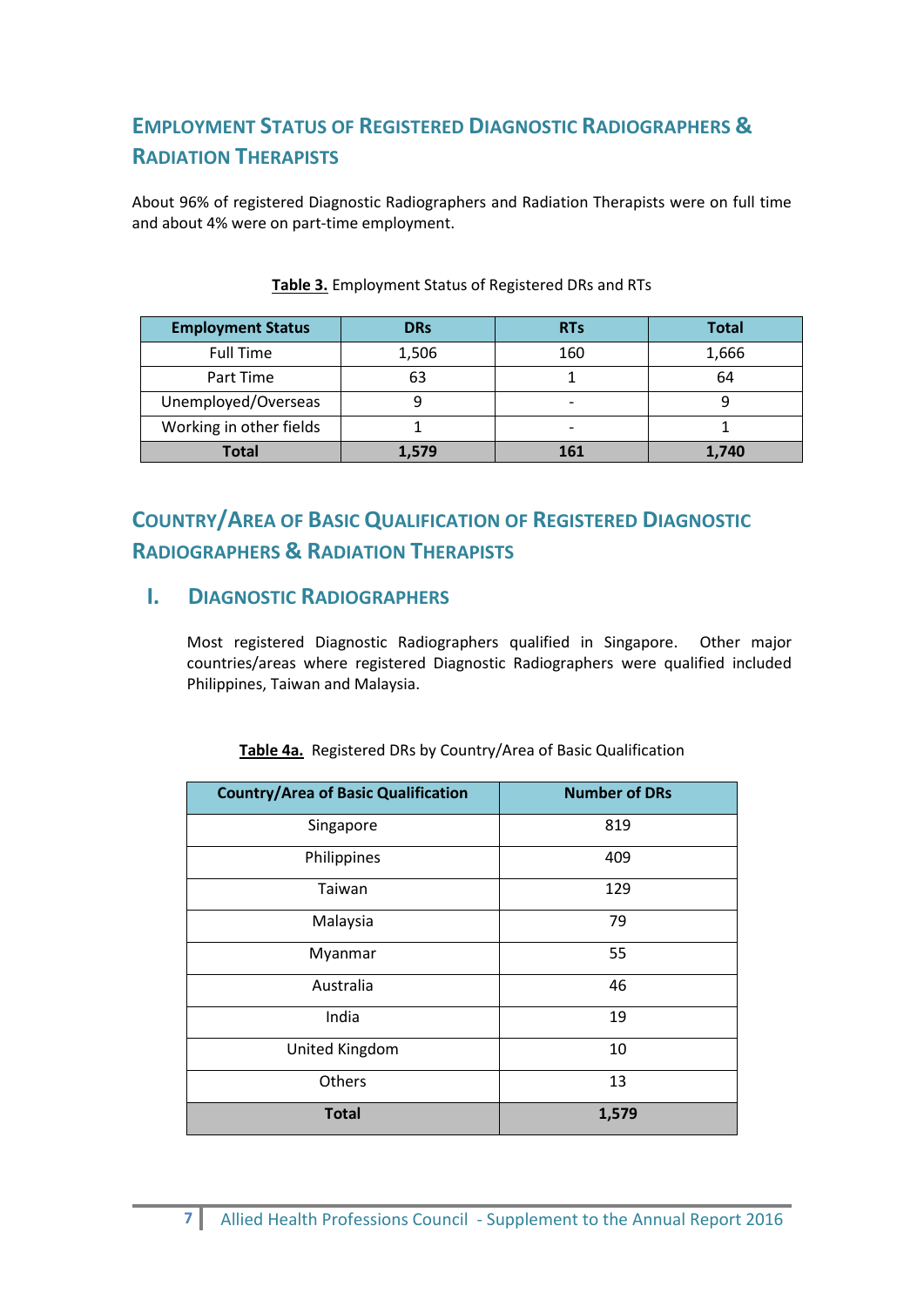## Employment Status of Registered Diagnostic Radiographers & Radiation Therapists

About 96% of registered Diagnostic Radiographers and Radiation Therapists were on full time and about 4% were on part-time employment.

**Table 3.** Employment Status of Registered DRs and RTs

| Employment Status | DRs | RTs | Total |
|---|---|---|---|
| Full Time | 1,506 | 160 | 1,666 |
| Part Time | 63 | 1 | 64 |
| Unemployed/Overseas | 9 | - | 9 |
| Working in other fields | 1 | - | 1 |
| **Total** | **1,579** | **161** | **1,740** |

## Country/Area of Basic Qualification of Registered Diagnostic Radiographers & Radiation Therapists

### I. Diagnostic Radiographers

Most registered Diagnostic Radiographers qualified in Singapore. Other major countries/areas where registered Diagnostic Radiographers were qualified included Philippines, Taiwan and Malaysia.

**Table 4a.** Registered DRs by Country/Area of Basic Qualification

| Country/Area of Basic Qualification | Number of DRs |
|---|---|
| Singapore | 819 |
| Philippines | 409 |
| Taiwan | 129 |
| Malaysia | 79 |
| Myanmar | 55 |
| Australia | 46 |
| India | 19 |
| United Kingdom | 10 |
| Others | 13 |
| **Total** | **1,579** |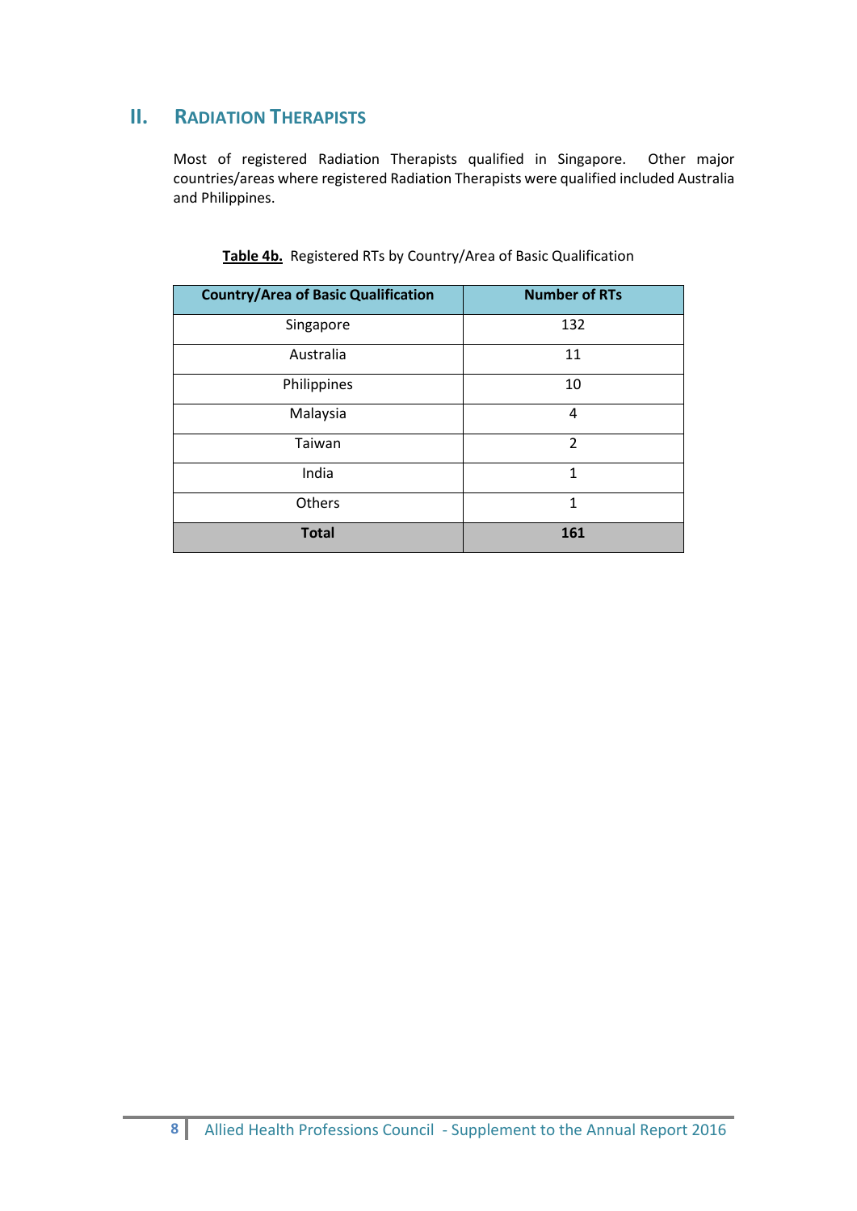## II. Radiation Therapists

Most of registered Radiation Therapists qualified in Singapore. Other major countries/areas where registered Radiation Therapists were qualified included Australia and Philippines.

**Table 4b.** Registered RTs by Country/Area of Basic Qualification

| Country/Area of Basic Qualification | Number of RTs |
|---|---|
| Singapore | 132 |
| Australia | 11 |
| Philippines | 10 |
| Malaysia | 4 |
| Taiwan | 2 |
| India | 1 |
| Others | 1 |
| **Total** | **161** |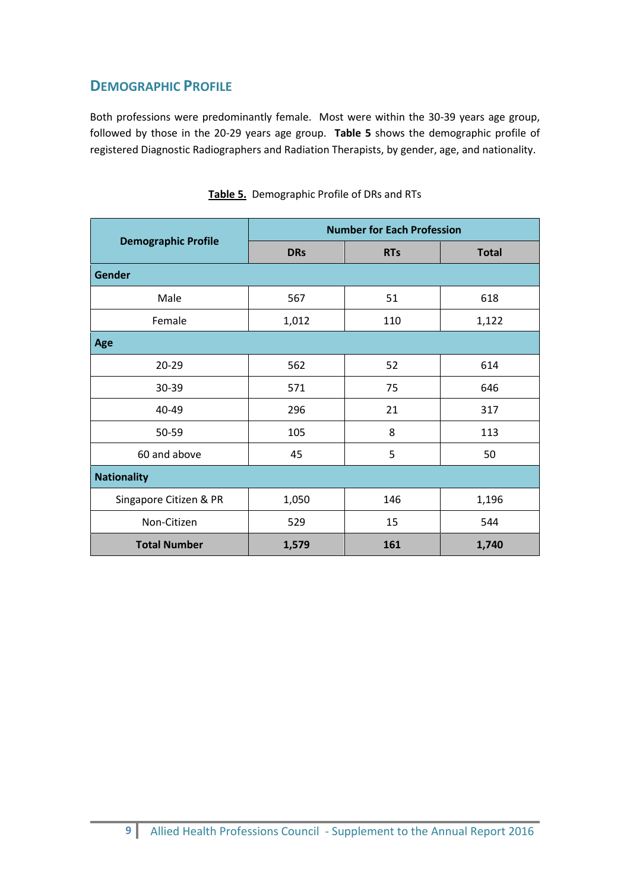## DEMOGRAPHIC PROFILE

Both professions were predominantly female. Most were within the 30-39 years age group, followed by those in the 20-29 years age group. **Table 5** shows the demographic profile of registered Diagnostic Radiographers and Radiation Therapists, by gender, age, and nationality.

**Table 5.** Demographic Profile of DRs and RTs

| Demographic Profile | Number for Each Profession | | |
|---|---|---|---|
| | **DRs** | **RTs** | **Total** |
| **Gender** | | | |
| Male | 567 | 51 | 618 |
| Female | 1,012 | 110 | 1,122 |
| **Age** | | | |
| 20-29 | 562 | 52 | 614 |
| 30-39 | 571 | 75 | 646 |
| 40-49 | 296 | 21 | 317 |
| 50-59 | 105 | 8 | 113 |
| 60 and above | 45 | 5 | 50 |
| **Nationality** | | | |
| Singapore Citizen & PR | 1,050 | 146 | 1,196 |
| Non-Citizen | 529 | 15 | 544 |
| **Total Number** | **1,579** | **161** | **1,740** |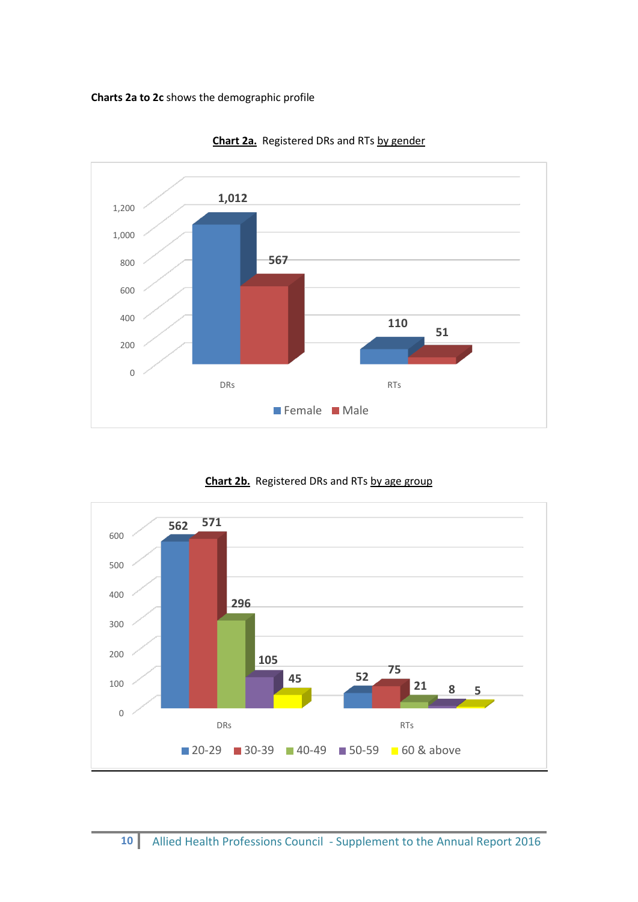**Charts 2a to 2c** shows the demographic profile

**Chart 2a.** Registered DRs and RTs by gender

| | Female | Male |
|---|---|---|
| DRs | 1,012 | 567 |
| RTs | 110 | 51 |

**Chart 2b.** Registered DRs and RTs by age group

| | 20-29 | 30-39 | 40-49 | 50-59 | 60 & above |
|---|---|---|---|---|---|
| DRs | 562 | 571 | 296 | 105 | 45 |
| RTs | 52 | 75 | 21 | 8 | 5 |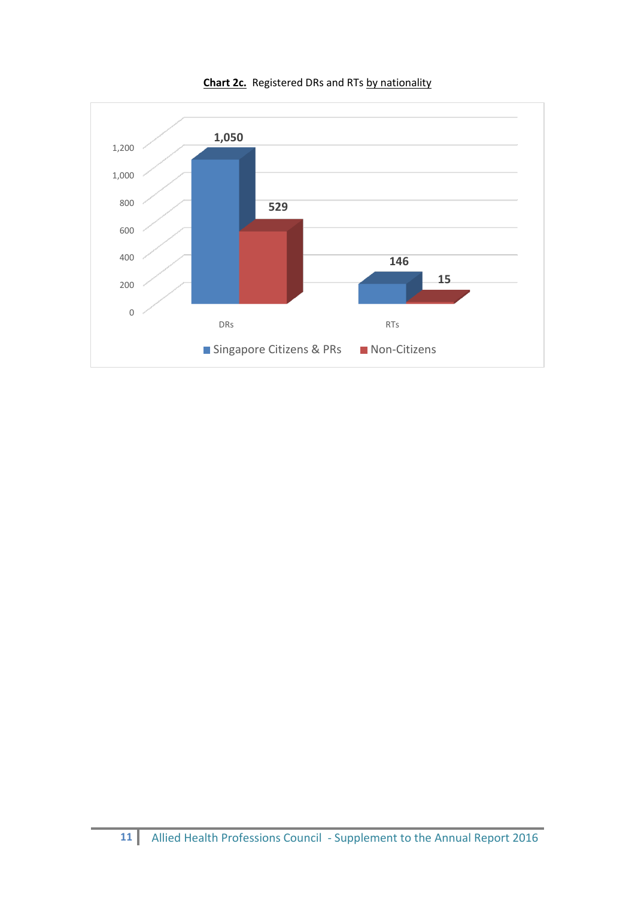**Chart 2c.** Registered DRs and RTs by nationality

| | Singapore Citizens & PRs | Non-Citizens |
|---|---|---|
| DRs | 1,050 | 529 |
| RTs | 146 | 15 |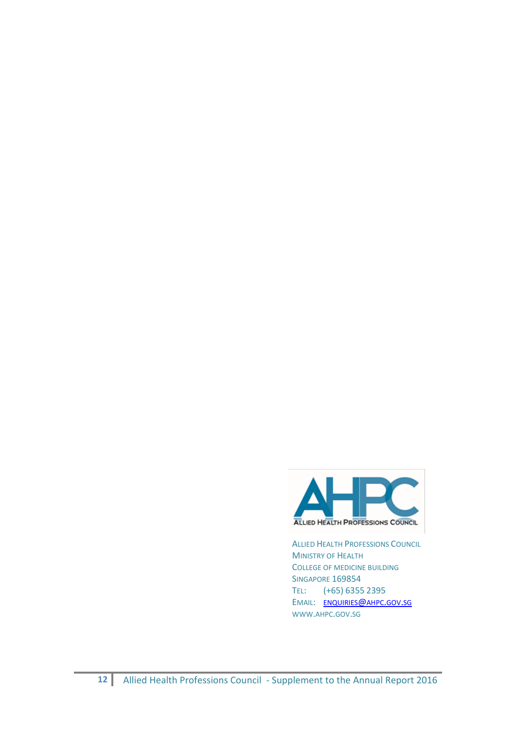Allied Health Professions Council
Ministry of Health
College of Medicine Building
Singapore 169854
Tel: (+65) 6355 2395
Email: ENQUIRIES@AHPC.GOV.SG
WWW.AHPC.GOV.SG